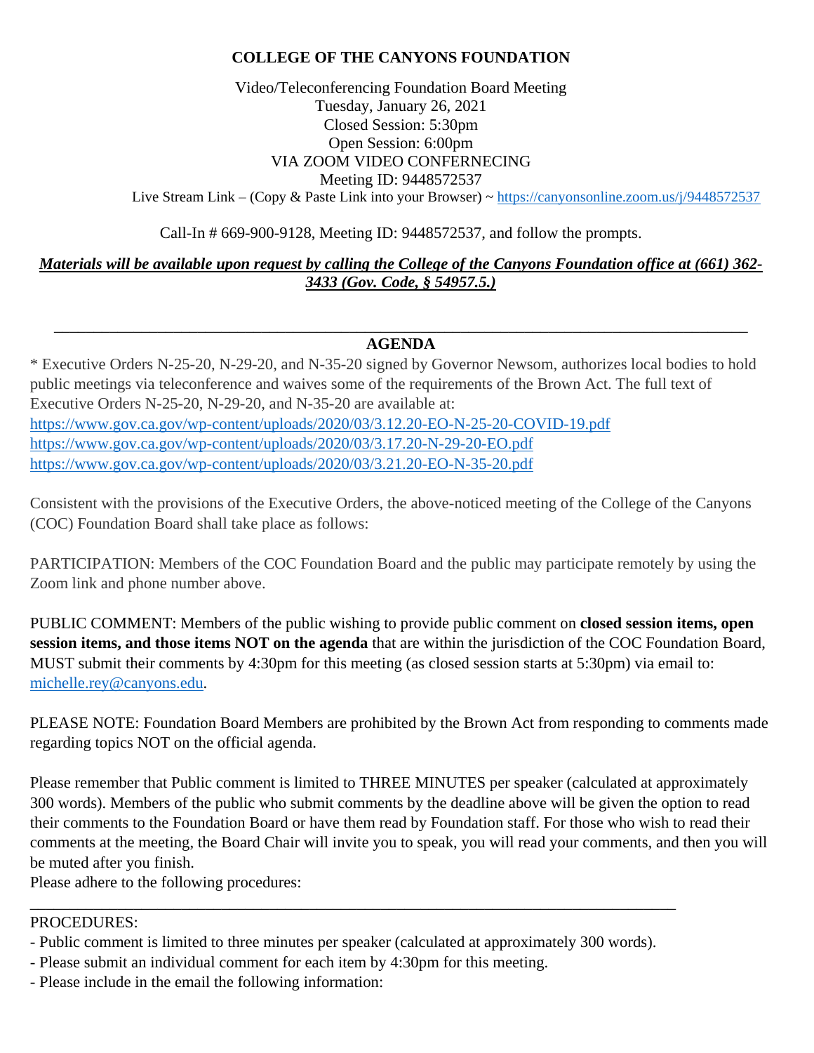# COLLEGE OF THE CANYONS FOUNDATION

Video/Teleconferencing Foundation Board Meeting
Tuesday, January 26, 2021
Closed Session: 5:30pm
Open Session: 6:00pm
VIA ZOOM VIDEO CONFERNECING
Meeting ID: 9448572537
Live Stream Link – (Copy & Paste Link into your Browser) ~ https://canyonsonline.zoom.us/j/9448572537

Call-In # 669-900-9128, Meeting ID: 9448572537, and follow the prompts.

***Materials will be available upon request by calling the College of the Canyons Foundation office at (661) 362-3433 (Gov. Code, § 54957.5.)***

---

## AGENDA

* Executive Orders N-25-20, N-29-20, and N-35-20 signed by Governor Newsom, authorizes local bodies to hold public meetings via teleconference and waives some of the requirements of the Brown Act. The full text of Executive Orders N-25-20, N-29-20, and N-35-20 are available at:
https://www.gov.ca.gov/wp-content/uploads/2020/03/3.12.20-EO-N-25-20-COVID-19.pdf
https://www.gov.ca.gov/wp-content/uploads/2020/03/3.17.20-N-29-20-EO.pdf
https://www.gov.ca.gov/wp-content/uploads/2020/03/3.21.20-EO-N-35-20.pdf

Consistent with the provisions of the Executive Orders, the above-noticed meeting of the College of the Canyons (COC) Foundation Board shall take place as follows:

PARTICIPATION: Members of the COC Foundation Board and the public may participate remotely by using the Zoom link and phone number above.

PUBLIC COMMENT: Members of the public wishing to provide public comment on **closed session items, open session items, and those items NOT on the agenda** that are within the jurisdiction of the COC Foundation Board, MUST submit their comments by 4:30pm for this meeting (as closed session starts at 5:30pm) via email to: michelle.rey@canyons.edu.

PLEASE NOTE: Foundation Board Members are prohibited by the Brown Act from responding to comments made regarding topics NOT on the official agenda.

Please remember that Public comment is limited to THREE MINUTES per speaker (calculated at approximately 300 words). Members of the public who submit comments by the deadline above will be given the option to read their comments to the Foundation Board or have them read by Foundation staff. For those who wish to read their comments at the meeting, the Board Chair will invite you to speak, you will read your comments, and then you will be muted after you finish.
Please adhere to the following procedures:

---

PROCEDURES:
- Public comment is limited to three minutes per speaker (calculated at approximately 300 words).
- Please submit an individual comment for each item by 4:30pm for this meeting.
- Please include in the email the following information: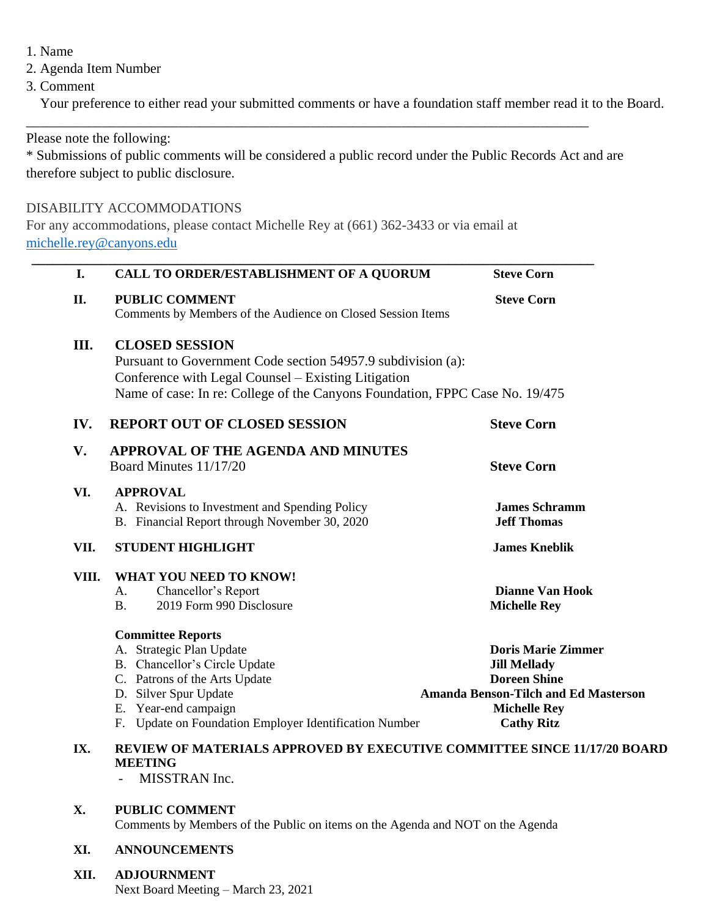1. Name
2. Agenda Item Number
3. Comment

   Your preference to either read your submitted comments or have a foundation staff member read it to the Board.

---

Please note the following:

\* Submissions of public comments will be considered a public record under the Public Records Act and are therefore subject to public disclosure.

DISABILITY ACCOMMODATIONS

For any accommodations, please contact Michelle Rey at (661) 362-3433 or via email at [michelle.rey@canyons.edu](mailto:michelle.rey@canyons.edu)

---

**I. CALL TO ORDER/ESTABLISHMENT OF A QUORUM** — **Steve Corn**

**II. PUBLIC COMMENT** — **Steve Corn**

Comments by Members of the Audience on Closed Session Items

**III. CLOSED SESSION**

Pursuant to Government Code section 54957.9 subdivision (a):
Conference with Legal Counsel – Existing Litigation
Name of case: In re: College of the Canyons Foundation, FPPC Case No. 19/475

**IV. REPORT OUT OF CLOSED SESSION** — **Steve Corn**

**V. APPROVAL OF THE AGENDA AND MINUTES**

Board Minutes 11/17/20 — **Steve Corn**

**VI. APPROVAL**

A. Revisions to Investment and Spending Policy — **James Schramm**
B. Financial Report through November 30, 2020 — **Jeff Thomas**

**VII. STUDENT HIGHLIGHT** — **James Kneblik**

**VIII. WHAT YOU NEED TO KNOW!**

A. Chancellor's Report — **Dianne Van Hook**
B. 2019 Form 990 Disclosure — **Michelle Rey**

**Committee Reports**

A. Strategic Plan Update — **Doris Marie Zimmer**
B. Chancellor's Circle Update — **Jill Mellady**
C. Patrons of the Arts Update — **Doreen Shine**
D. Silver Spur Update — **Amanda Benson-Tilch and Ed Masterson**
E. Year-end campaign — **Michelle Rey**
F. Update on Foundation Employer Identification Number — **Cathy Ritz**

**IX. REVIEW OF MATERIALS APPROVED BY EXECUTIVE COMMITTEE SINCE 11/17/20 BOARD MEETING**

- MISSTRAN Inc.

**X. PUBLIC COMMENT**

Comments by Members of the Public on items on the Agenda and NOT on the Agenda

**XI. ANNOUNCEMENTS**

**XII. ADJOURNMENT**

Next Board Meeting – March 23, 2021